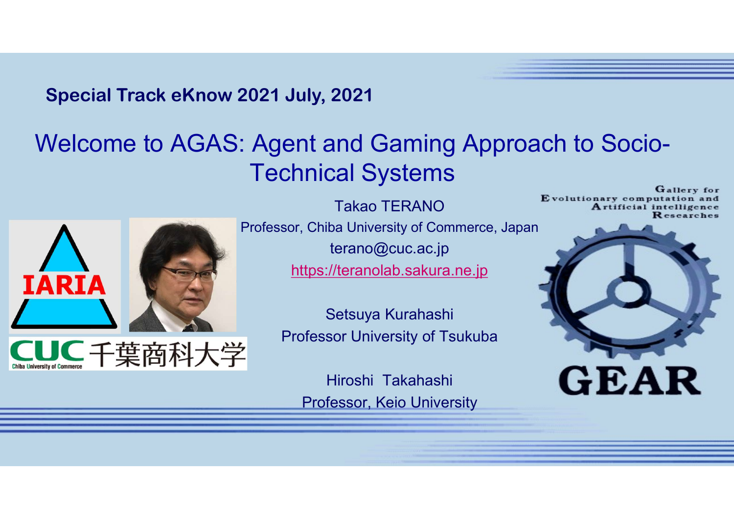**Special Track eKnow 2021 July, 2021**

# Welcome to AGAS: Agent and Gaming Approach to Socio-Technical Systems

Takao TERANO

Professor, Chiba University of Commerce, Japan

terano@cuc.ac.jp

https://teranolab.sakura.ne.jp

Setsuya Kurahashi

Professor University of Tsukuba

Hiroshi Takahashi

Professor, Keio University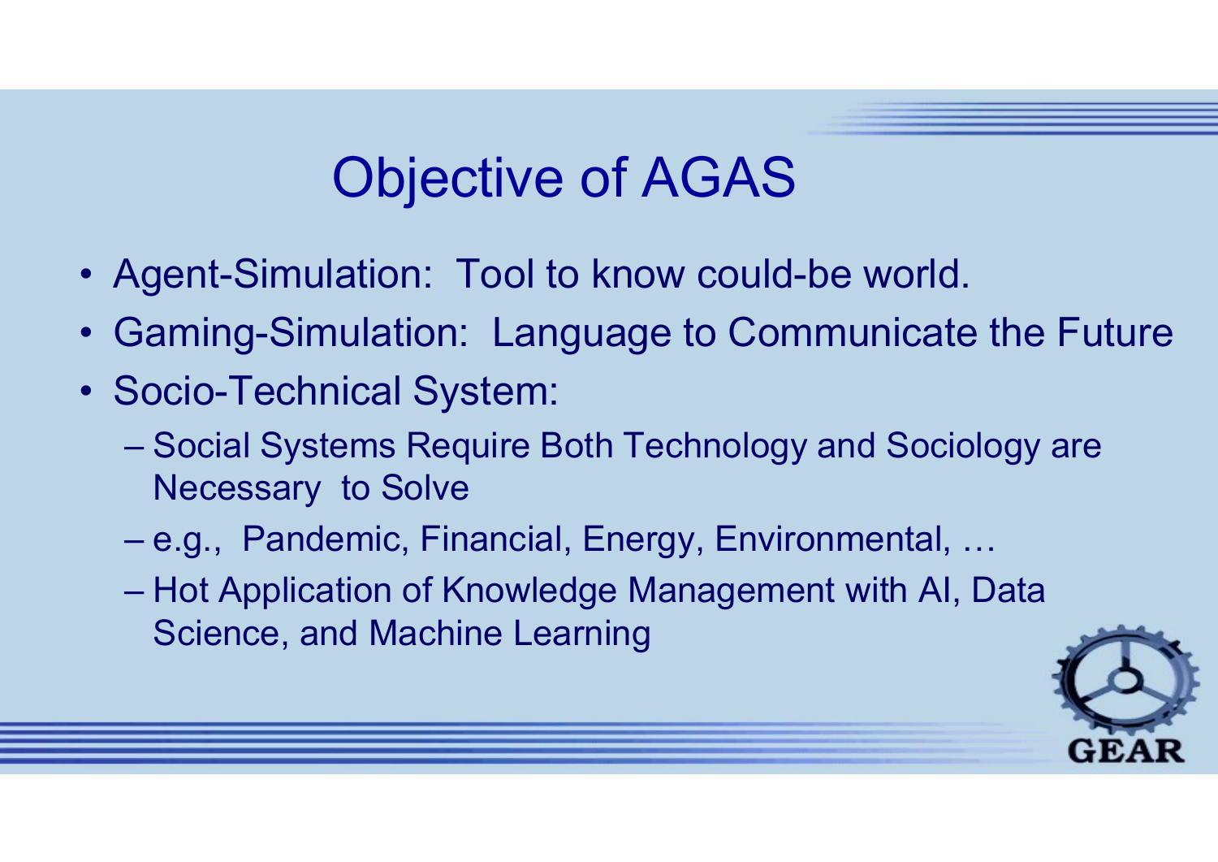# Objective of AGAS

- Agent-Simulation: Tool to know could-be world.
- Gaming-Simulation: Language to Communicate the Future
- Socio-Technical System:
  - Social Systems Require Both Technology and Sociology are Necessary to Solve
  - e.g., Pandemic, Financial, Energy, Environmental, …
  - Hot Application of Knowledge Management with AI, Data Science, and Machine Learning

GEAR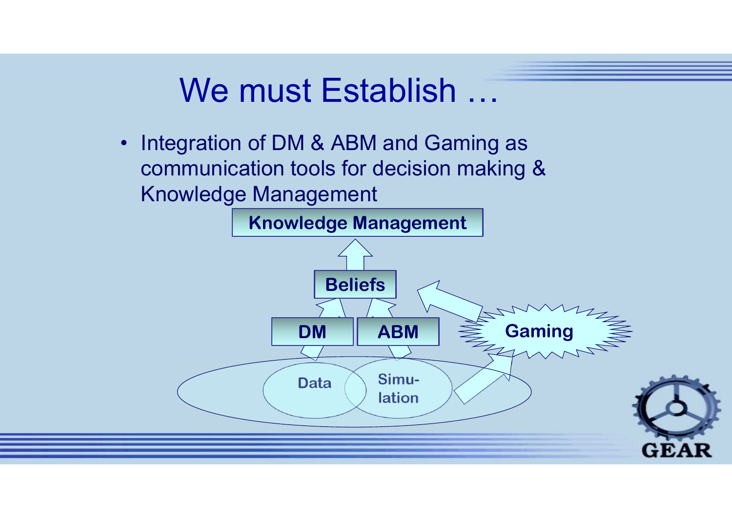# We must Establish …

- Integration of DM & ABM and Gaming as communication tools for decision making & Knowledge Management

Knowledge Management

Beliefs

DM

ABM

Gaming

Data

Simu-lation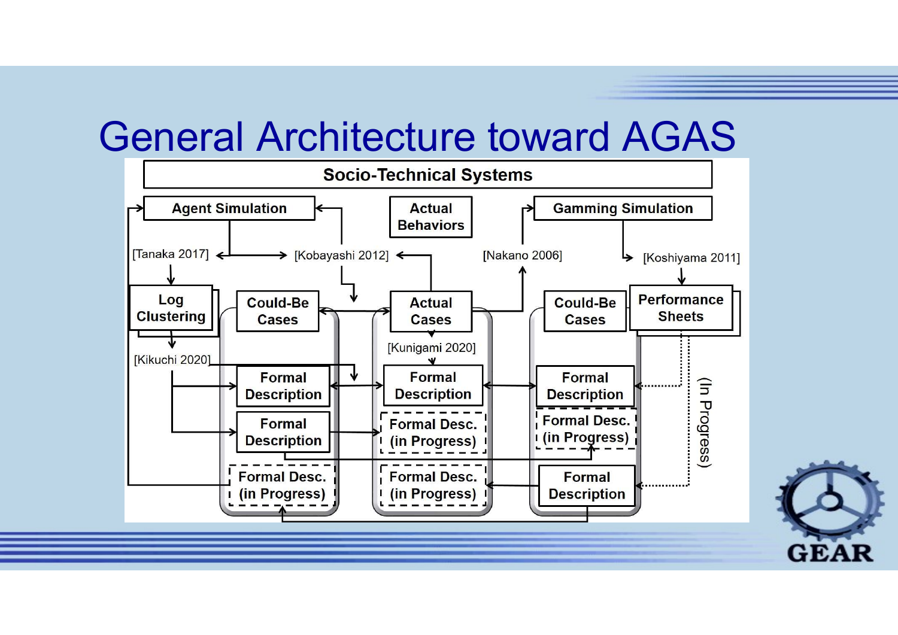# General Architecture toward AGAS

Socio-Technical Systems

Agent Simulation

Actual Behaviors

Gamming Simulation

[Tanaka 2017]

[Kobayashi 2012]

[Nakano 2006]

[Koshiyama 2011]

Log Clustering

Could-Be Cases

Actual Cases

Could-Be Cases

Performance Sheets

[Kikuchi 2020]

[Kunigami 2020]

Formal Description

Formal Description

Formal Description

Formal Description

Formal Desc. (in Progress)

Formal Desc. (in Progress)

Formal Desc. (in Progress)

Formal Desc. (in Progress)

Formal Description

(In Progress)

GEAR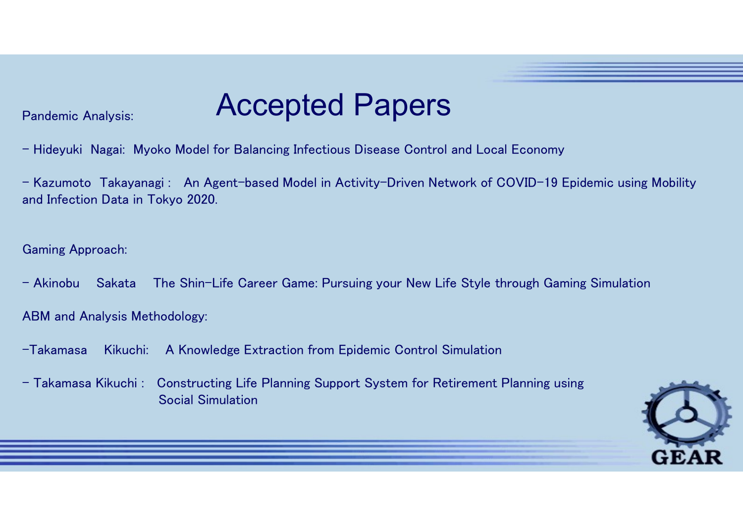# Accepted Papers

Pandemic Analysis:

- Hideyuki Nagai: Myoko Model for Balancing Infectious Disease Control and Local Economy

- Kazumoto Takayanagi : An Agent-based Model in Activity-Driven Network of COVID-19 Epidemic using Mobility and Infection Data in Tokyo 2020.

Gaming Approach:

- Akinobu Sakata The Shin-Life Career Game: Pursuing your New Life Style through Gaming Simulation

ABM and Analysis Methodology:

- Takamasa Kikuchi: A Knowledge Extraction from Epidemic Control Simulation

- Takamasa Kikuchi : Constructing Life Planning Support System for Retirement Planning using Social Simulation

GEAR